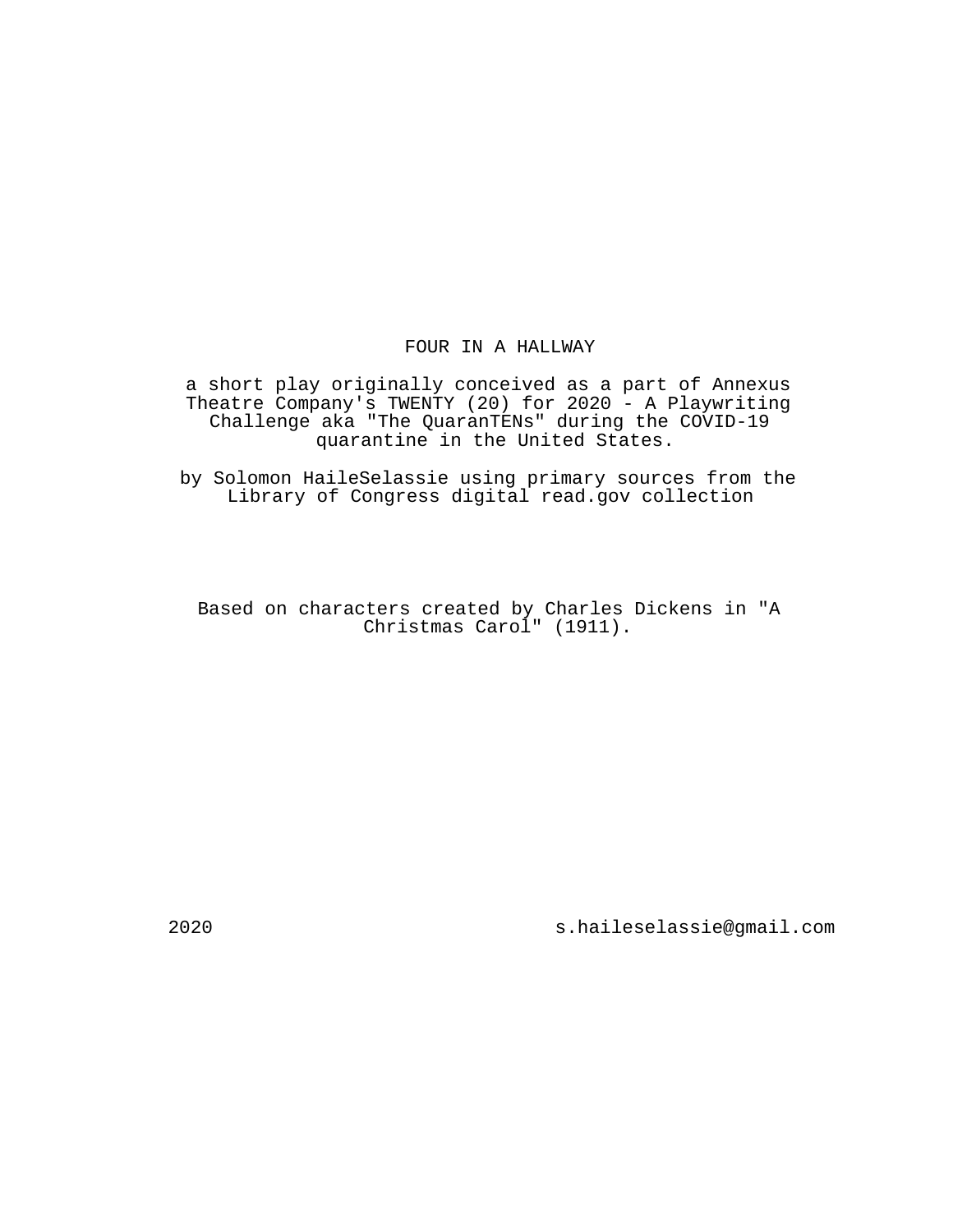# FOUR IN A HALLWAY

a short play originally conceived as a part of Annexus Theatre Company's TWENTY (20) for 2020 - A Playwriting Challenge aka "The QuaranTENs" during the COVID-19 quarantine in the United States.

by Solomon HaileSelassie using primary sources from the Library of Congress digital read.gov collection

Based on characters created by Charles Dickens in "A Christmas Carol" (1911).

2020

s.haileselassie@gmail.com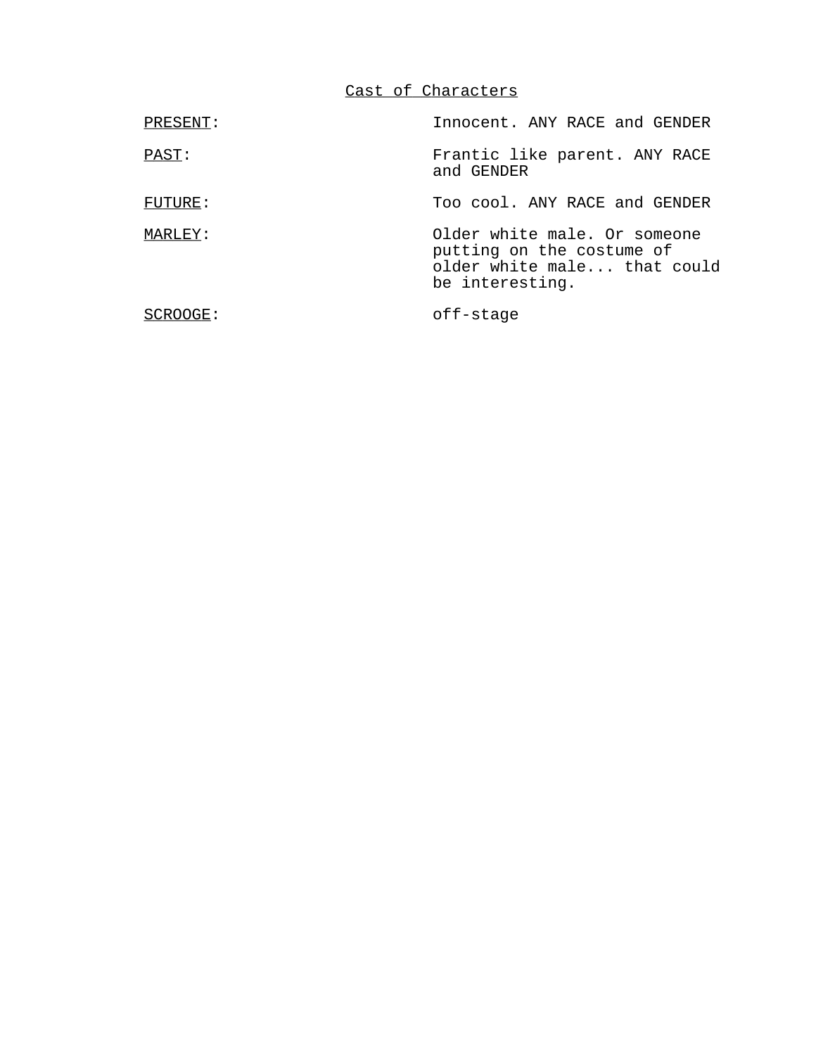Cast of Characters

| | |
|---|---|
| PRESENT: | Innocent. ANY RACE and GENDER |
| PAST: | Frantic like parent. ANY RACE and GENDER |
| FUTURE: | Too cool. ANY RACE and GENDER |
| MARLEY: | Older white male. Or someone putting on the costume of older white male... that could be interesting. |
| SCROOGE: | off-stage |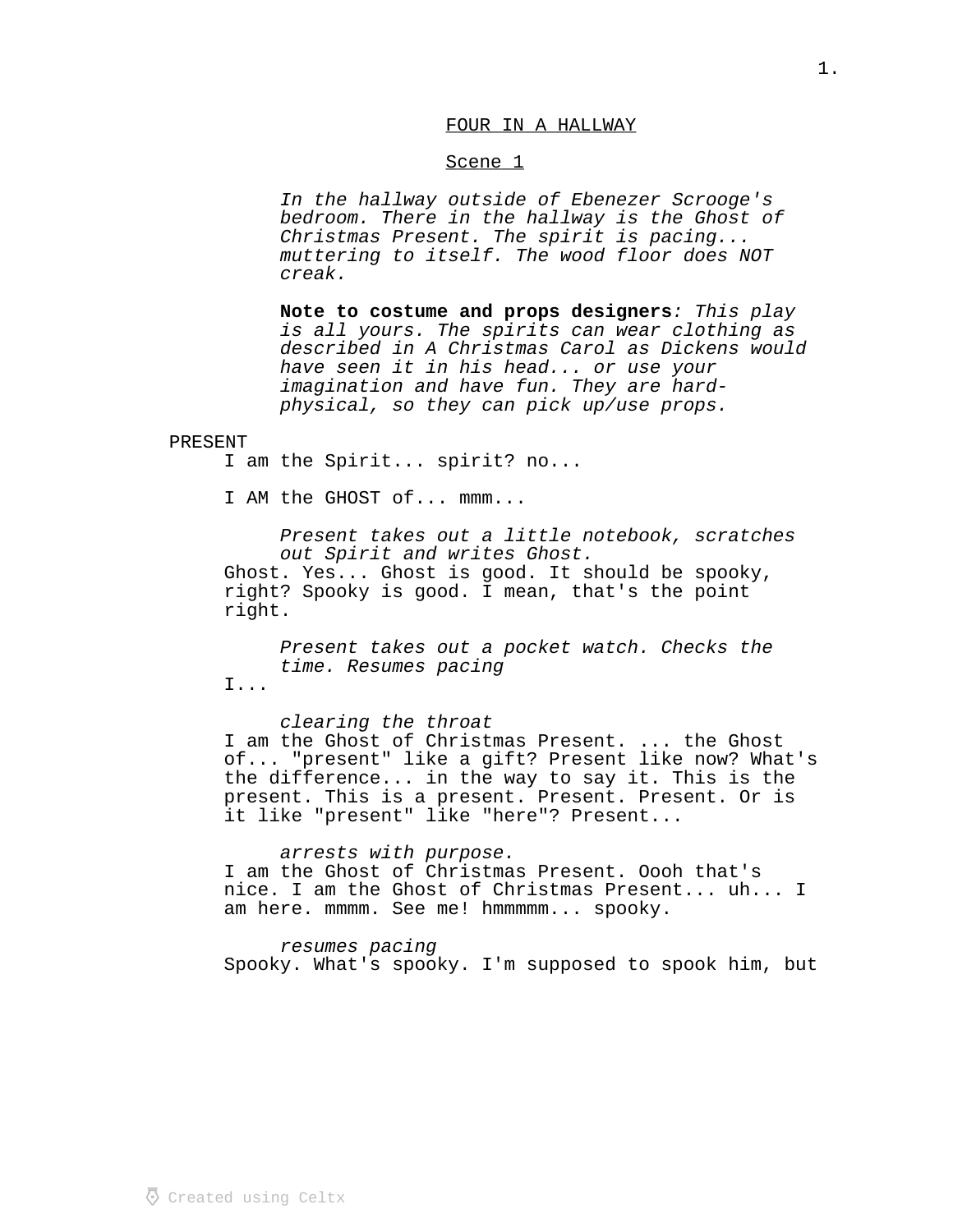# FOUR IN A HALLWAY

## Scene 1

*In the hallway outside of Ebenezer Scrooge's bedroom. There in the hallway is the Ghost of Christmas Present. The spirit is pacing... muttering to itself. The wood floor does NOT creak.*

**Note to costume and props designers**: *This play is all yours. The spirits can wear clothing as described in A Christmas Carol as Dickens would have seen it in his head... or use your imagination and have fun. They are hard-physical, so they can pick up/use props.*

PRESENT
I am the Spirit... spirit? no...

I AM the GHOST of... mmm...

*Present takes out a little notebook, scratches out Spirit and writes Ghost.*

Ghost. Yes... Ghost is good. It should be spooky, right? Spooky is good. I mean, that's the point right.

*Present takes out a pocket watch. Checks the time. Resumes pacing*

I...

*clearing the throat*

I am the Ghost of Christmas Present. ... the Ghost of... "present" like a gift? Present like now? What's the difference... in the way to say it. This is the present. This is a present. Present. Present. Or is it like "present" like "here"? Present...

*arrests with purpose.*

I am the Ghost of Christmas Present. Oooh that's nice. I am the Ghost of Christmas Present... uh... I am here. mmmm. See me! hmmmmm... spooky.

*resumes pacing*

Spooky. What's spooky. I'm supposed to spook him, but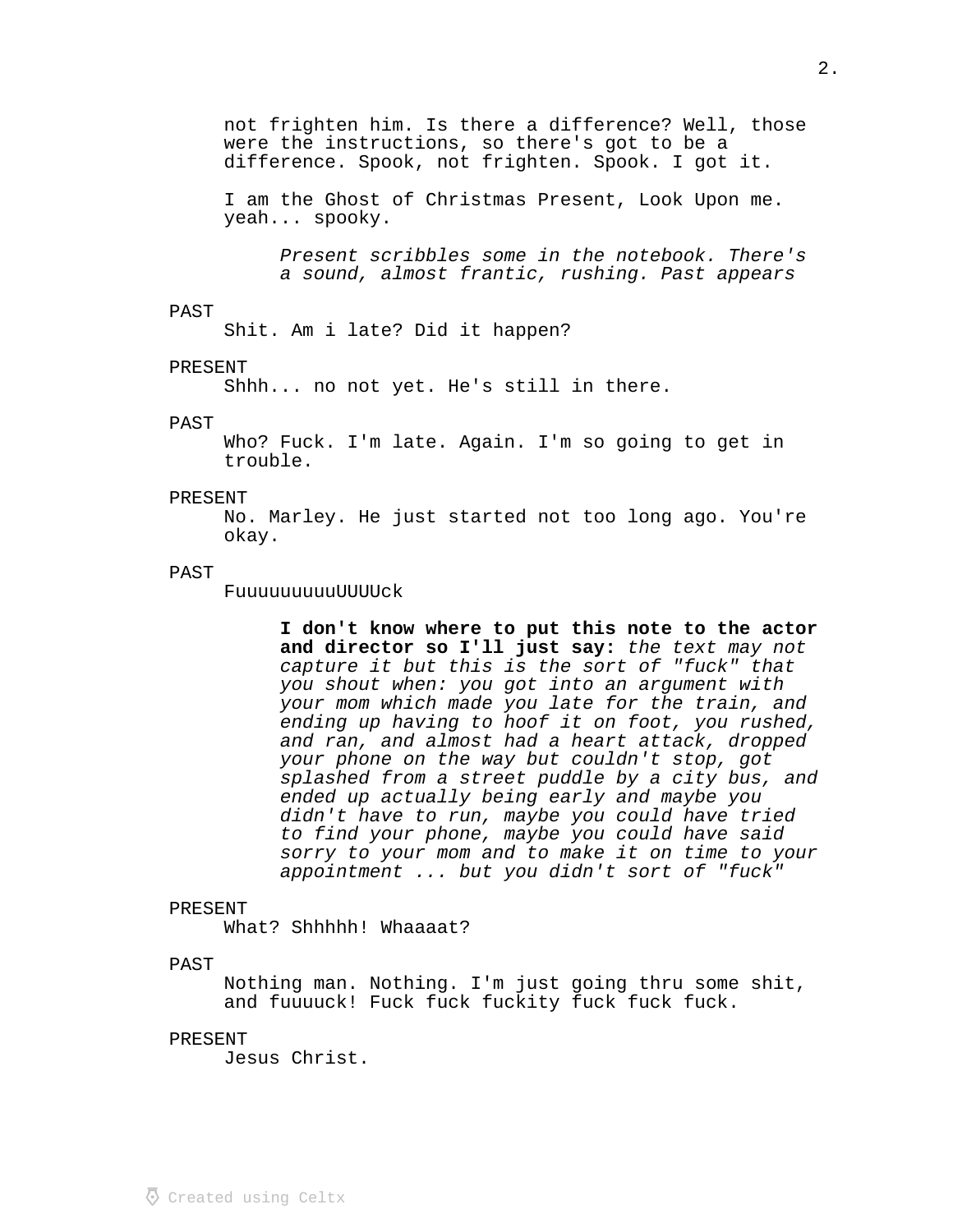not frighten him. Is there a difference? Well, those were the instructions, so there's got to be a difference. Spook, not frighten. Spook. I got it.

I am the Ghost of Christmas Present, Look Upon me. yeah... spooky.

*Present scribbles some in the notebook. There's a sound, almost frantic, rushing. Past appears*

PAST
Shit. Am i late? Did it happen?

PRESENT
Shhh... no not yet. He's still in there.

PAST
Who? Fuck. I'm late. Again. I'm so going to get in trouble.

PRESENT
No. Marley. He just started not too long ago. You're okay.

PAST
FuuuuuuuuuUUUUck

**I don't know where to put this note to the actor and director so I'll just say:** *the text may not capture it but this is the sort of "fuck" that you shout when: you got into an argument with your mom which made you late for the train, and ending up having to hoof it on foot, you rushed, and ran, and almost had a heart attack, dropped your phone on the way but couldn't stop, got splashed from a street puddle by a city bus, and ended up actually being early and maybe you didn't have to run, maybe you could have tried to find your phone, maybe you could have said sorry to your mom and to make it on time to your appointment ... but you didn't sort of "fuck"*

PRESENT
What? Shhhhh! Whaaaat?

PAST
Nothing man. Nothing. I'm just going thru some shit, and fuuuuck! Fuck fuck fuckity fuck fuck fuck.

PRESENT
Jesus Christ.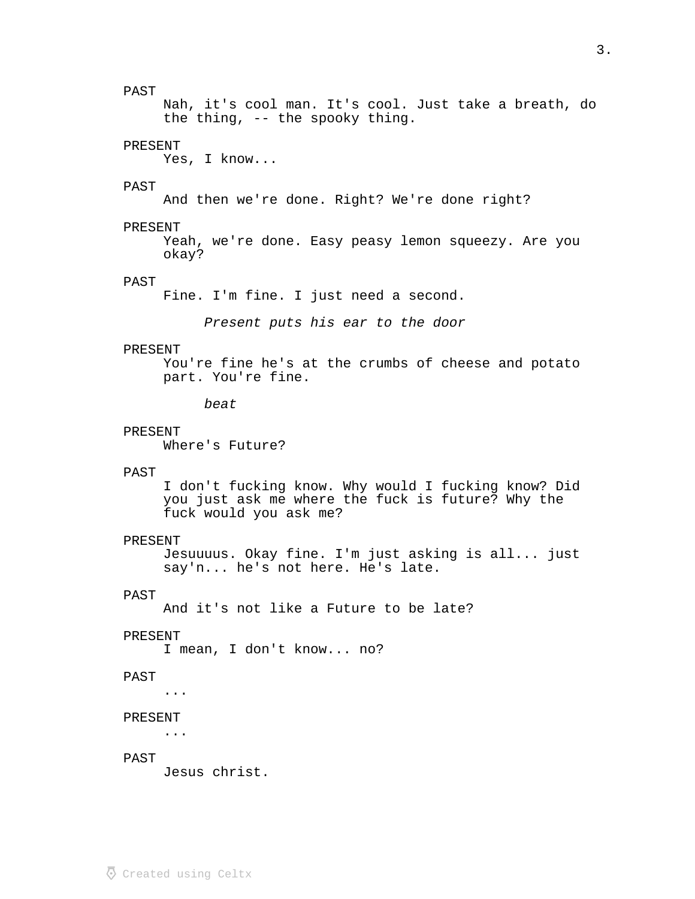PAST
Nah, it's cool man. It's cool. Just take a breath, do the thing, -- the spooky thing.

PRESENT
Yes, I know...

PAST
And then we're done. Right? We're done right?

PRESENT
Yeah, we're done. Easy peasy lemon squeezy. Are you okay?

PAST
Fine. I'm fine. I just need a second.

*Present puts his ear to the door*

PRESENT
You're fine he's at the crumbs of cheese and potato part. You're fine.

*beat*

PRESENT
Where's Future?

PAST
I don't fucking know. Why would I fucking know? Did you just ask me where the fuck is future? Why the fuck would you ask me?

PRESENT
Jesuuuus. Okay fine. I'm just asking is all... just say'n... he's not here. He's late.

PAST
And it's not like a Future to be late?

PRESENT
I mean, I don't know... no?

PAST
...

PRESENT
...

PAST
Jesus christ.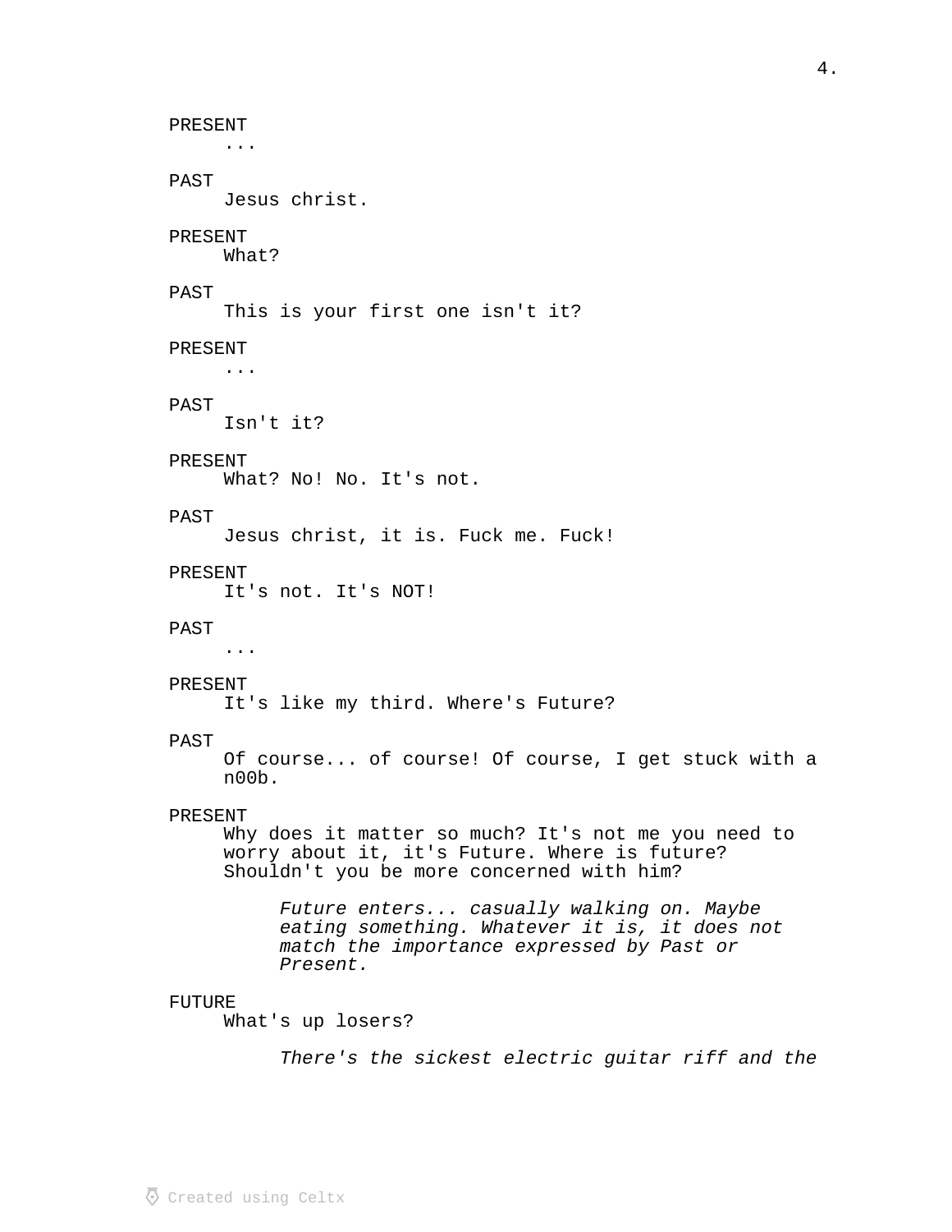PRESENT
...

PAST
Jesus christ.

PRESENT
What?

PAST
This is your first one isn't it?

PRESENT
...

PAST
Isn't it?

PRESENT
What? No! No. It's not.

PAST
Jesus christ, it is. Fuck me. Fuck!

PRESENT
It's not. It's NOT!

PAST
...

PRESENT
It's like my third. Where's Future?

PAST
Of course... of course! Of course, I get stuck with a n00b.

PRESENT
Why does it matter so much? It's not me you need to worry about it, it's Future. Where is future? Shouldn't you be more concerned with him?

*Future enters... casually walking on. Maybe eating something. Whatever it is, it does not match the importance expressed by Past or Present.*

FUTURE
What's up losers?

*There's the sickest electric guitar riff and the*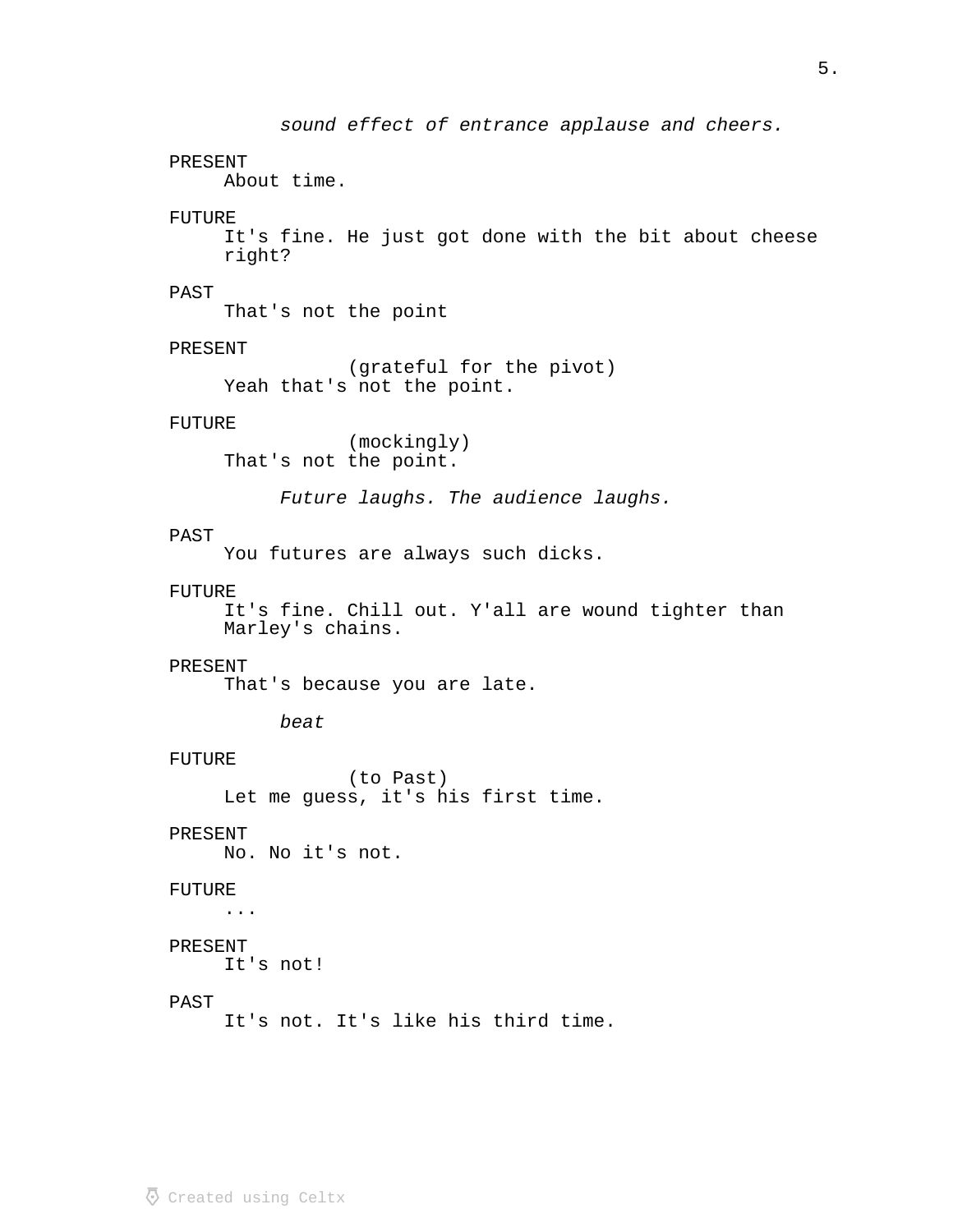*sound effect of entrance applause and cheers.*

PRESENT
About time.

FUTURE
It's fine. He just got done with the bit about cheese right?

PAST
That's not the point

PRESENT
(grateful for the pivot)
Yeah that's not the point.

FUTURE
(mockingly)
That's not the point.

*Future laughs. The audience laughs.*

PAST
You futures are always such dicks.

FUTURE
It's fine. Chill out. Y'all are wound tighter than Marley's chains.

PRESENT
That's because you are late.

*beat*

FUTURE
(to Past)
Let me guess, it's his first time.

PRESENT
No. No it's not.

FUTURE
...

PRESENT
It's not!

PAST
It's not. It's like his third time.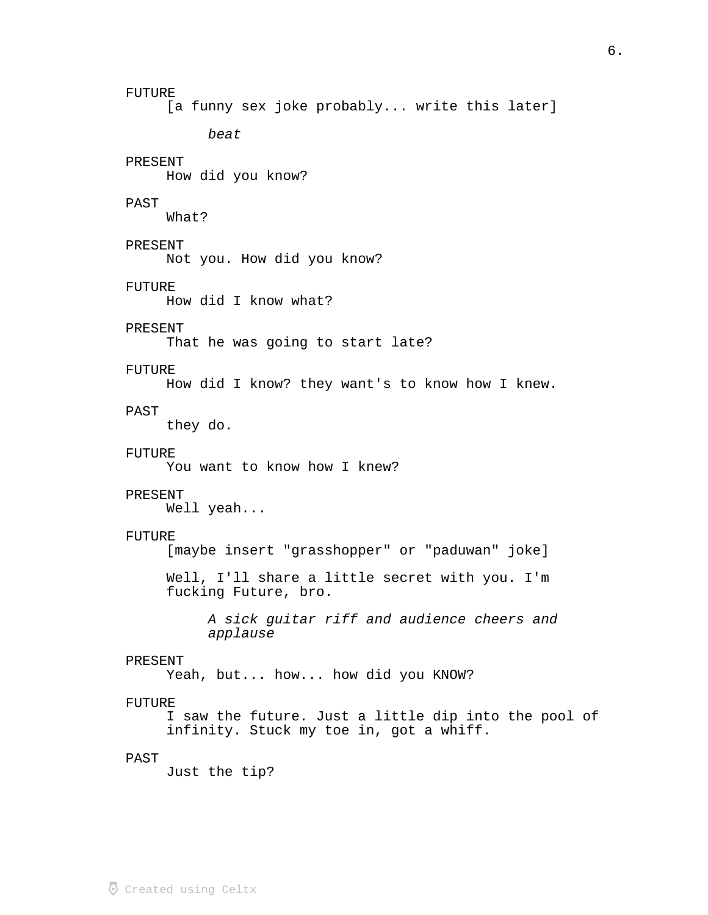FUTURE
[a funny sex joke probably... write this later]

*beat*

PRESENT
How did you know?

PAST
What?

PRESENT
Not you. How did you know?

FUTURE
How did I know what?

PRESENT
That he was going to start late?

FUTURE
How did I know? they want's to know how I knew.

PAST
they do.

FUTURE
You want to know how I knew?

PRESENT
Well yeah...

FUTURE
[maybe insert "grasshopper" or "paduwan" joke]

Well, I'll share a little secret with you. I'm fucking Future, bro.

*A sick guitar riff and audience cheers and applause*

PRESENT
Yeah, but... how... how did you KNOW?

FUTURE
I saw the future. Just a little dip into the pool of infinity. Stuck my toe in, got a whiff.

PAST
Just the tip?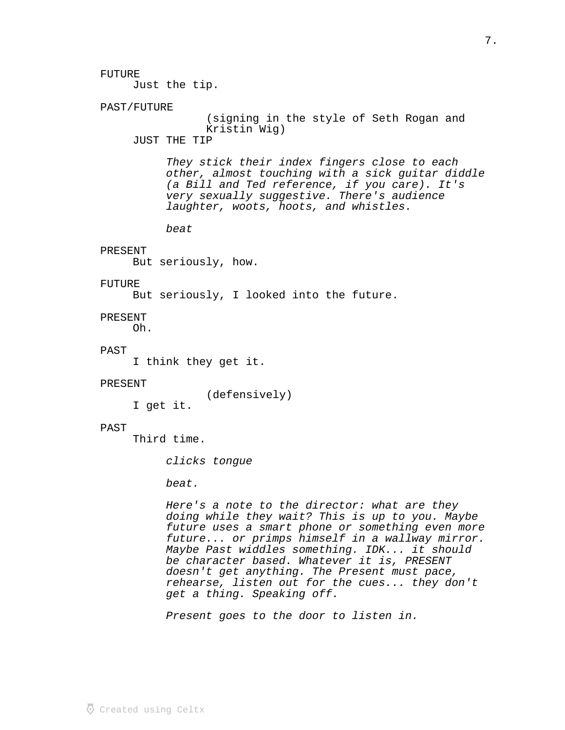FUTURE
Just the tip.

PAST/FUTURE
(signing in the style of Seth Rogan and Kristin Wig)
JUST THE TIP

*They stick their index fingers close to each other, almost touching with a sick guitar diddle (a Bill and Ted reference, if you care). It's very sexually suggestive. There's audience laughter, woots, hoots, and whistles.*

*beat*

PRESENT
But seriously, how.

FUTURE
But seriously, I looked into the future.

PRESENT
Oh.

PAST
I think they get it.

PRESENT
(defensively)
I get it.

PAST
Third time.

*clicks tongue*

*beat.*

*Here's a note to the director: what are they doing while they wait? This is up to you. Maybe future uses a smart phone or something even more future... or primps himself in a wallway mirror. Maybe Past widdles something. IDK... it should be character based. Whatever it is, PRESENT doesn't get anything. The Present must pace, rehearse, listen out for the cues... they don't get a thing. Speaking off.*

*Present goes to the door to listen in.*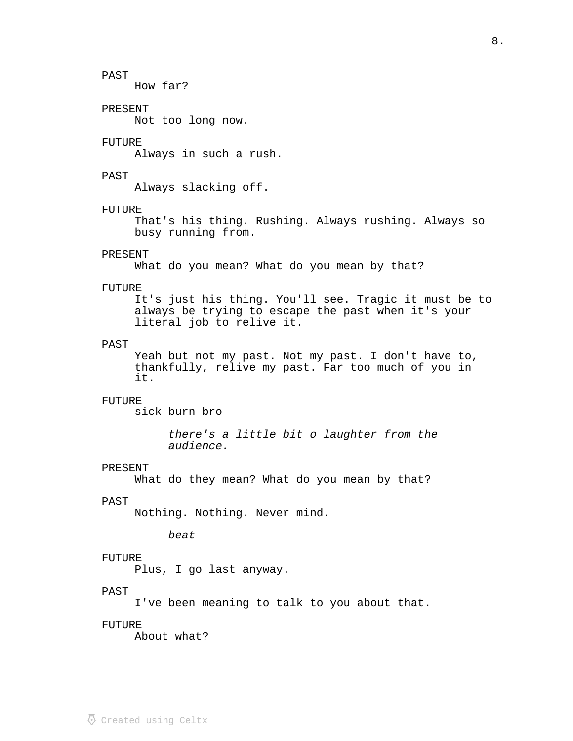PAST
How far?

PRESENT
Not too long now.

FUTURE
Always in such a rush.

PAST
Always slacking off.

FUTURE
That's his thing. Rushing. Always rushing. Always so busy running from.

PRESENT
What do you mean? What do you mean by that?

FUTURE
It's just his thing. You'll see. Tragic it must be to always be trying to escape the past when it's your literal job to relive it.

PAST
Yeah but not my past. Not my past. I don't have to, thankfully, relive my past. Far too much of you in it.

FUTURE
sick burn bro

*there's a little bit o laughter from the audience.*

PRESENT
What do they mean? What do you mean by that?

PAST
Nothing. Nothing. Never mind.

*beat*

FUTURE
Plus, I go last anyway.

PAST
I've been meaning to talk to you about that.

FUTURE
About what?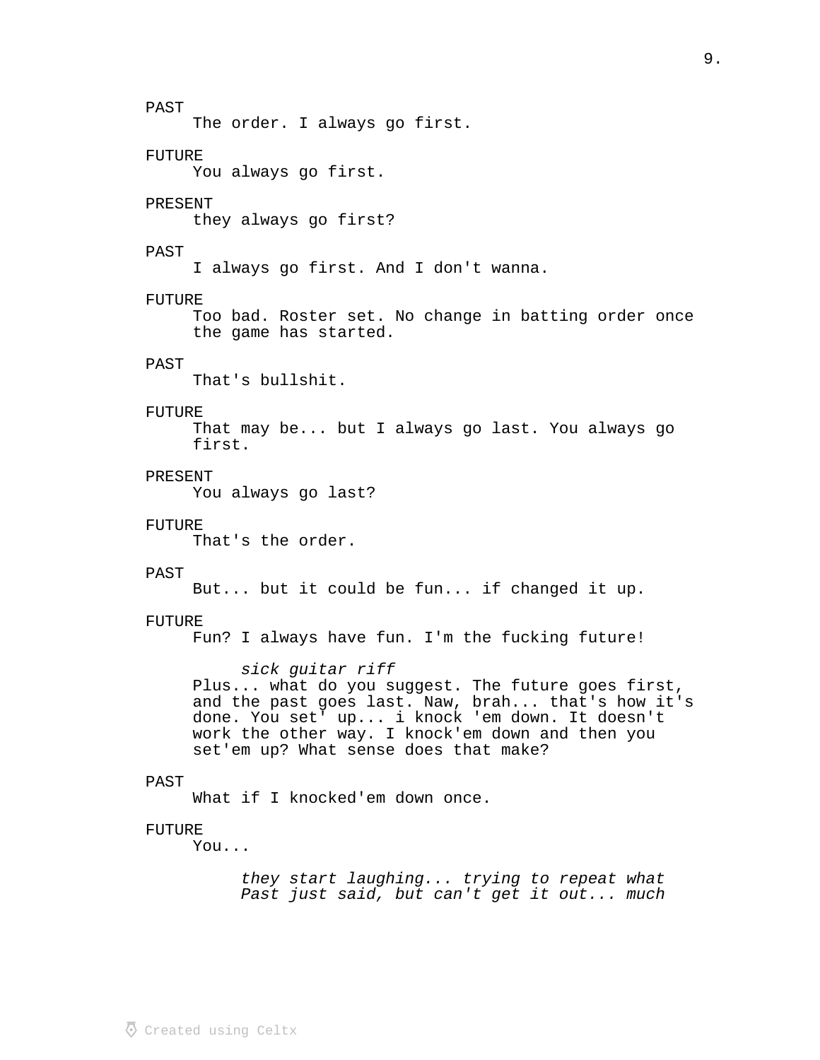PAST
The order. I always go first.

FUTURE
You always go first.

PRESENT
they always go first?

PAST
I always go first. And I don't wanna.

FUTURE
Too bad. Roster set. No change in batting order once the game has started.

PAST
That's bullshit.

FUTURE
That may be... but I always go last. You always go first.

PRESENT
You always go last?

FUTURE
That's the order.

PAST
But... but it could be fun... if changed it up.

FUTURE
Fun? I always have fun. I'm the fucking future!

*sick guitar riff*

Plus... what do you suggest. The future goes first, and the past goes last. Naw, brah... that's how it's done. You set' up... i knock 'em down. It doesn't work the other way. I knock'em down and then you set'em up? What sense does that make?

PAST
What if I knocked'em down once.

FUTURE
You...

*they start laughing... trying to repeat what Past just said, but can't get it out... much*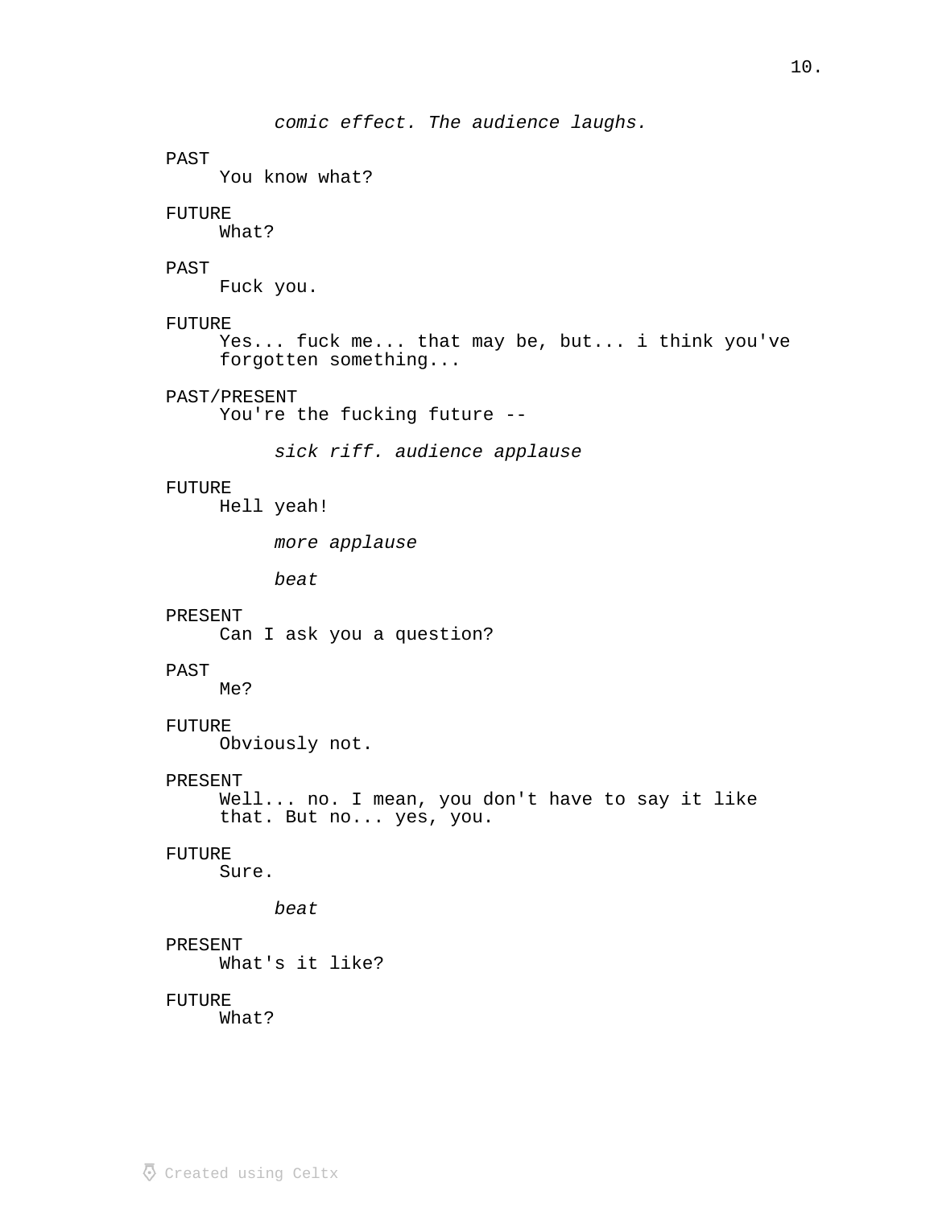*comic effect. The audience laughs.*

PAST
You know what?

FUTURE
What?

PAST
Fuck you.

FUTURE
Yes... fuck me... that may be, but... i think you've forgotten something...

PAST/PRESENT
You're the fucking future --

*sick riff. audience applause*

FUTURE
Hell yeah!

*more applause*

*beat*

PRESENT
Can I ask you a question?

PAST
Me?

FUTURE
Obviously not.

PRESENT
Well... no. I mean, you don't have to say it like that. But no... yes, you.

FUTURE
Sure.

*beat*

PRESENT
What's it like?

FUTURE
What?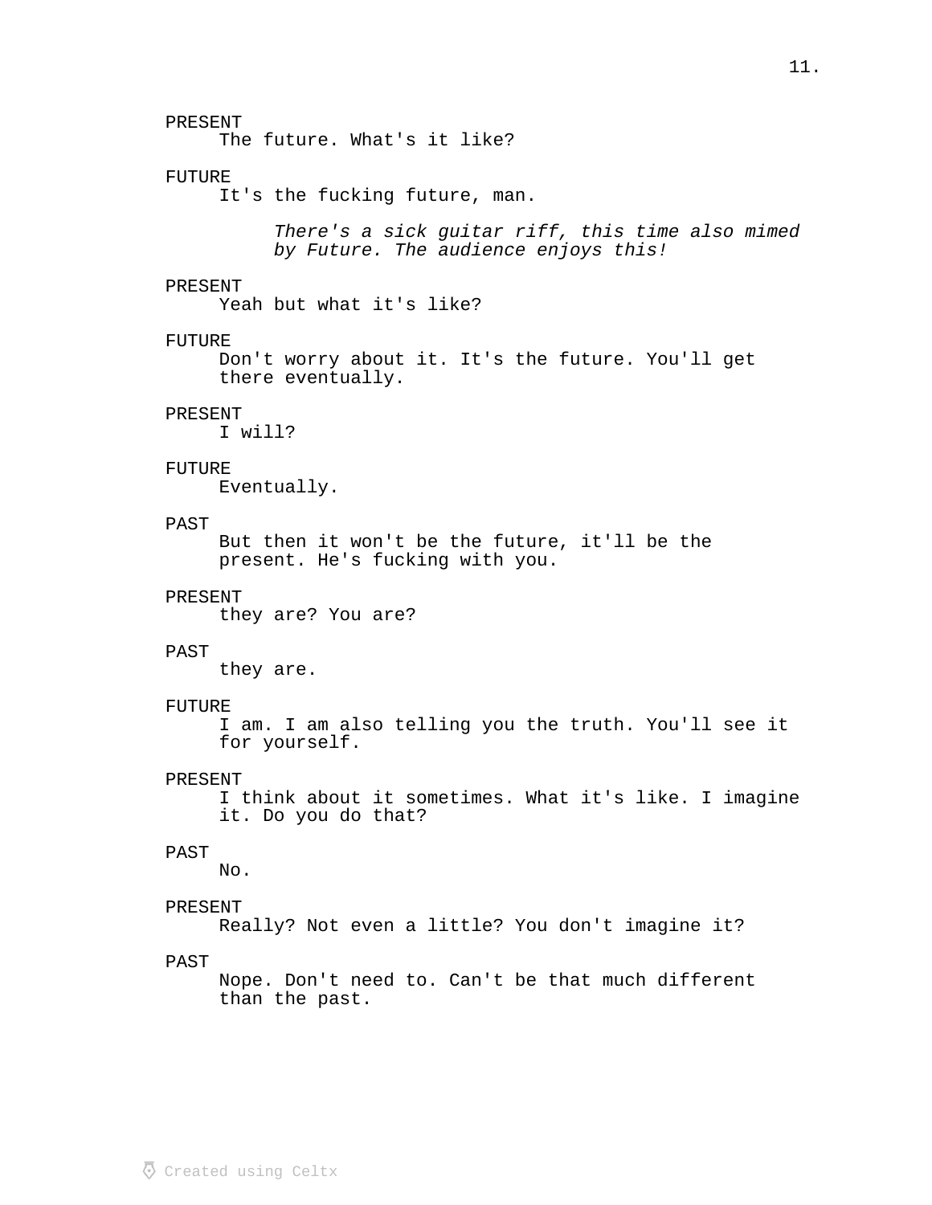PRESENT
The future. What's it like?

FUTURE
It's the fucking future, man.

*There's a sick guitar riff, this time also mimed by Future. The audience enjoys this!*

PRESENT
Yeah but what it's like?

FUTURE
Don't worry about it. It's the future. You'll get there eventually.

PRESENT
I will?

FUTURE
Eventually.

PAST
But then it won't be the future, it'll be the present. He's fucking with you.

PRESENT
they are? You are?

PAST
they are.

FUTURE
I am. I am also telling you the truth. You'll see it for yourself.

PRESENT
I think about it sometimes. What it's like. I imagine it. Do you do that?

PAST
No.

PRESENT
Really? Not even a little? You don't imagine it?

PAST
Nope. Don't need to. Can't be that much different than the past.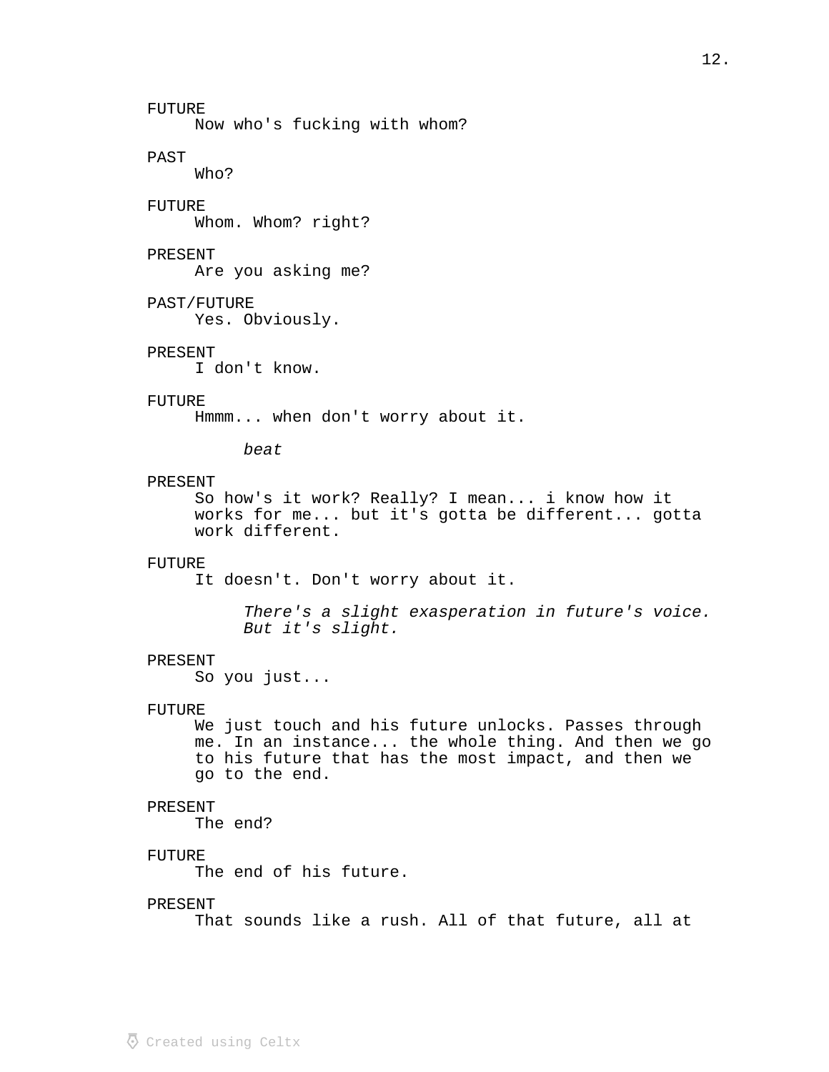FUTURE
Now who's fucking with whom?

PAST
Who?

FUTURE
Whom. Whom? right?

PRESENT
Are you asking me?

PAST/FUTURE
Yes. Obviously.

PRESENT
I don't know.

FUTURE
Hmmm... when don't worry about it.

*beat*

PRESENT
So how's it work? Really? I mean... i know how it works for me... but it's gotta be different... gotta work different.

FUTURE
It doesn't. Don't worry about it.

*There's a slight exasperation in future's voice. But it's slight.*

PRESENT
So you just...

FUTURE
We just touch and his future unlocks. Passes through me. In an instance... the whole thing. And then we go to his future that has the most impact, and then we go to the end.

PRESENT
The end?

FUTURE
The end of his future.

PRESENT
That sounds like a rush. All of that future, all at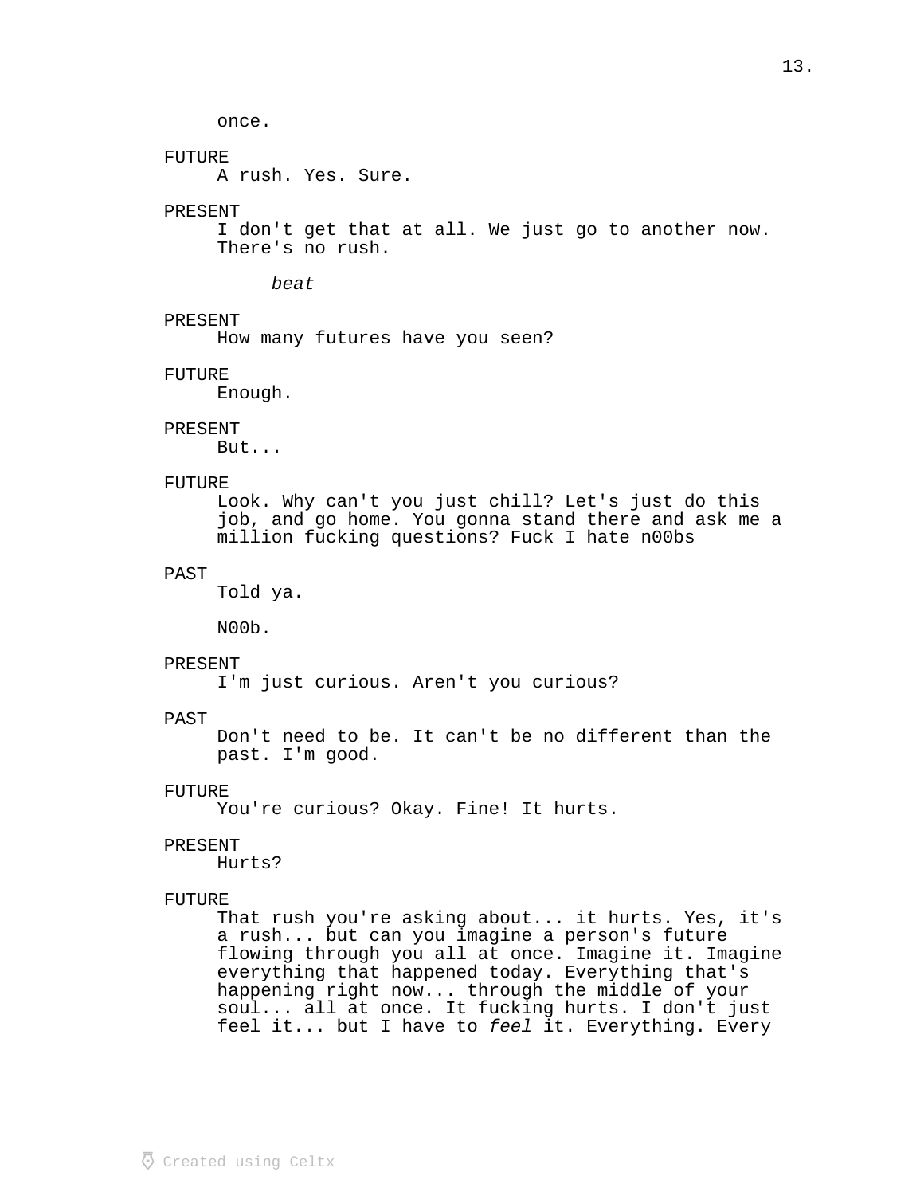once.

FUTURE
A rush. Yes. Sure.

PRESENT
I don't get that at all. We just go to another now. There's no rush.

*beat*

PRESENT
How many futures have you seen?

FUTURE
Enough.

PRESENT
But...

FUTURE
Look. Why can't you just chill? Let's just do this job, and go home. You gonna stand there and ask me a million fucking questions? Fuck I hate n00bs

PAST
Told ya.

N00b.

PRESENT
I'm just curious. Aren't you curious?

PAST
Don't need to be. It can't be no different than the past. I'm good.

FUTURE
You're curious? Okay. Fine! It hurts.

PRESENT
Hurts?

FUTURE
That rush you're asking about... it hurts. Yes, it's a rush... but can you imagine a person's future flowing through you all at once. Imagine it. Imagine everything that happened today. Everything that's happening right now... through the middle of your soul... all at once. It fucking hurts. I don't just feel it... but I have to *feel* it. Everything. Every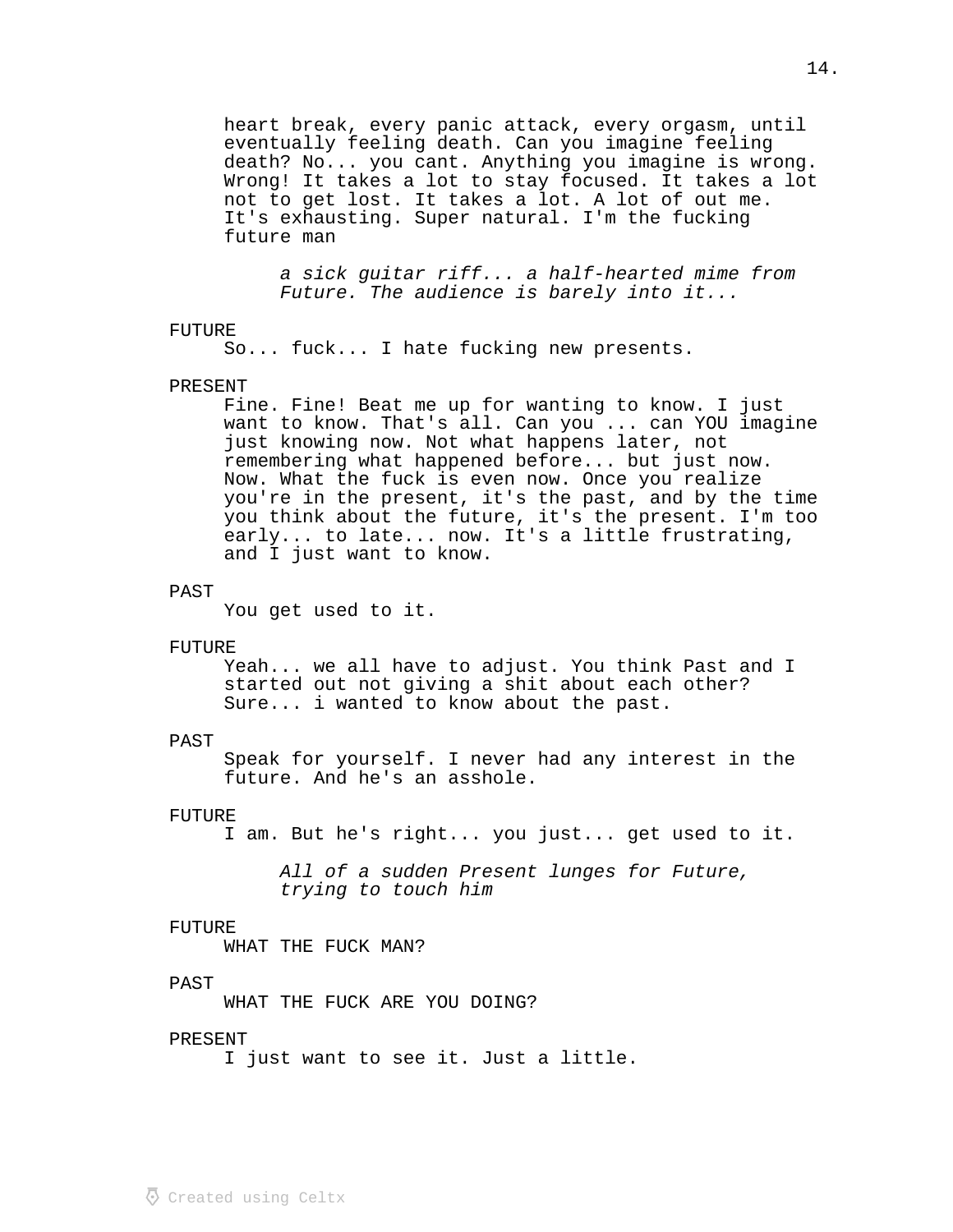heart break, every panic attack, every orgasm, until eventually feeling death. Can you imagine feeling death? No... you cant. Anything you imagine is wrong. Wrong! It takes a lot to stay focused. It takes a lot not to get lost. It takes a lot. A lot of out me. It's exhausting. Super natural. I'm the fucking future man

*a sick guitar riff... a half-hearted mime from Future. The audience is barely into it...*

FUTURE
So... fuck... I hate fucking new presents.

PRESENT
Fine. Fine! Beat me up for wanting to know. I just want to know. That's all. Can you ... can YOU imagine just knowing now. Not what happens later, not remembering what happened before... but just now. Now. What the fuck is even now. Once you realize you're in the present, it's the past, and by the time you think about the future, it's the present. I'm too early... to late... now. It's a little frustrating, and I just want to know.

PAST
You get used to it.

FUTURE
Yeah... we all have to adjust. You think Past and I started out not giving a shit about each other? Sure... i wanted to know about the past.

PAST
Speak for yourself. I never had any interest in the future. And he's an asshole.

FUTURE
I am. But he's right... you just... get used to it.

*All of a sudden Present lunges for Future, trying to touch him*

FUTURE
WHAT THE FUCK MAN?

PAST
WHAT THE FUCK ARE YOU DOING?

PRESENT
I just want to see it. Just a little.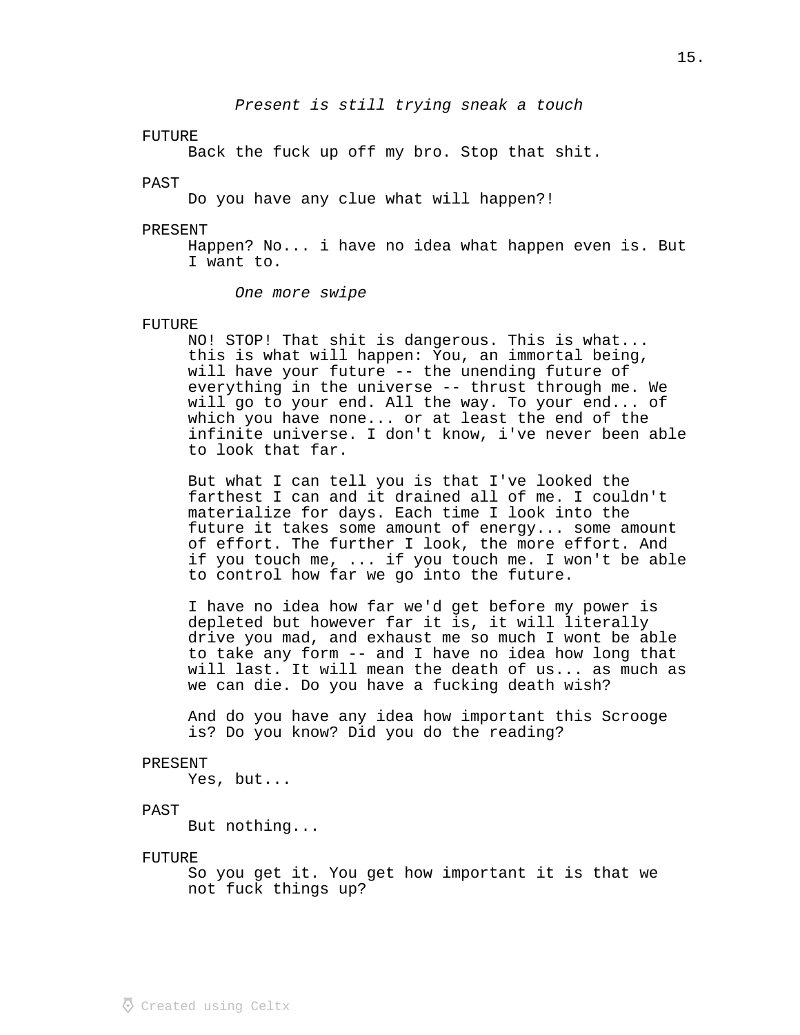*Present is still trying sneak a touch*

FUTURE
Back the fuck up off my bro. Stop that shit.

PAST
Do you have any clue what will happen?!

PRESENT
Happen? No... i have no idea what happen even is. But I want to.

*One more swipe*

FUTURE
NO! STOP! That shit is dangerous. This is what... this is what will happen: You, an immortal being, will have your future -- the unending future of everything in the universe -- thrust through me. We will go to your end. All the way. To your end... of which you have none... or at least the end of the infinite universe. I don't know, i've never been able to look that far.

But what I can tell you is that I've looked the farthest I can and it drained all of me. I couldn't materialize for days. Each time I look into the future it takes some amount of energy... some amount of effort. The further I look, the more effort. And if you touch me, ... if you touch me. I won't be able to control how far we go into the future.

I have no idea how far we'd get before my power is depleted but however far it is, it will literally drive you mad, and exhaust me so much I wont be able to take any form -- and I have no idea how long that will last. It will mean the death of us... as much as we can die. Do you have a fucking death wish?

And do you have any idea how important this Scrooge is? Do you know? Did you do the reading?

PRESENT
Yes, but...

PAST
But nothing...

FUTURE
So you get it. You get how important it is that we not fuck things up?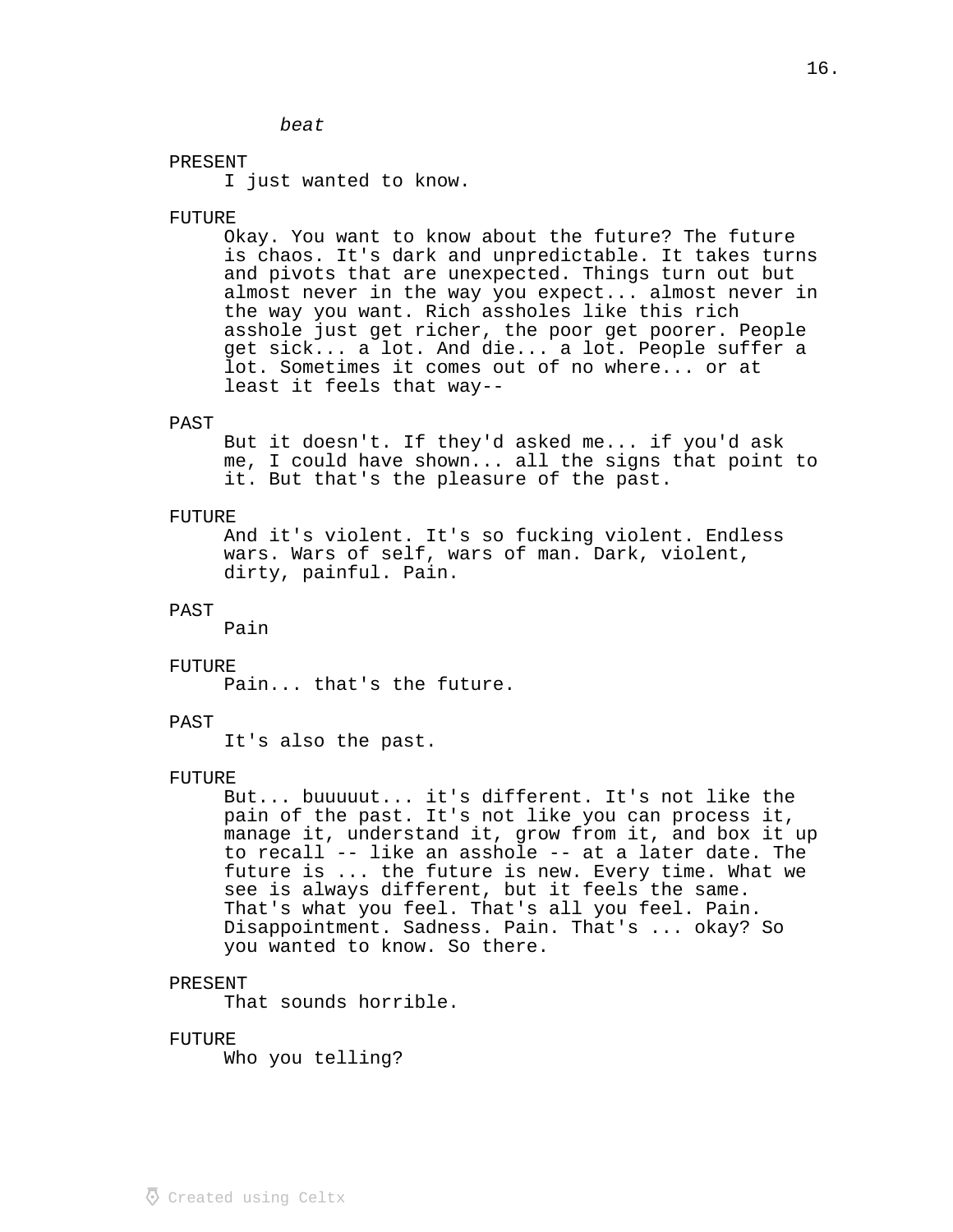*beat*

PRESENT
I just wanted to know.

FUTURE
Okay. You want to know about the future? The future is chaos. It's dark and unpredictable. It takes turns and pivots that are unexpected. Things turn out but almost never in the way you expect... almost never in the way you want. Rich assholes like this rich asshole just get richer, the poor get poorer. People get sick... a lot. And die... a lot. People suffer a lot. Sometimes it comes out of no where... or at least it feels that way--

PAST
But it doesn't. If they'd asked me... if you'd ask me, I could have shown... all the signs that point to it. But that's the pleasure of the past.

FUTURE
And it's violent. It's so fucking violent. Endless wars. Wars of self, wars of man. Dark, violent, dirty, painful. Pain.

PAST
Pain

FUTURE
Pain... that's the future.

PAST
It's also the past.

FUTURE
But... buuuuut... it's different. It's not like the pain of the past. It's not like you can process it, manage it, understand it, grow from it, and box it up to recall -- like an asshole -- at a later date. The future is ... the future is new. Every time. What we see is always different, but it feels the same. That's what you feel. That's all you feel. Pain. Disappointment. Sadness. Pain. That's ... okay? So you wanted to know. So there.

PRESENT
That sounds horrible.

FUTURE
Who you telling?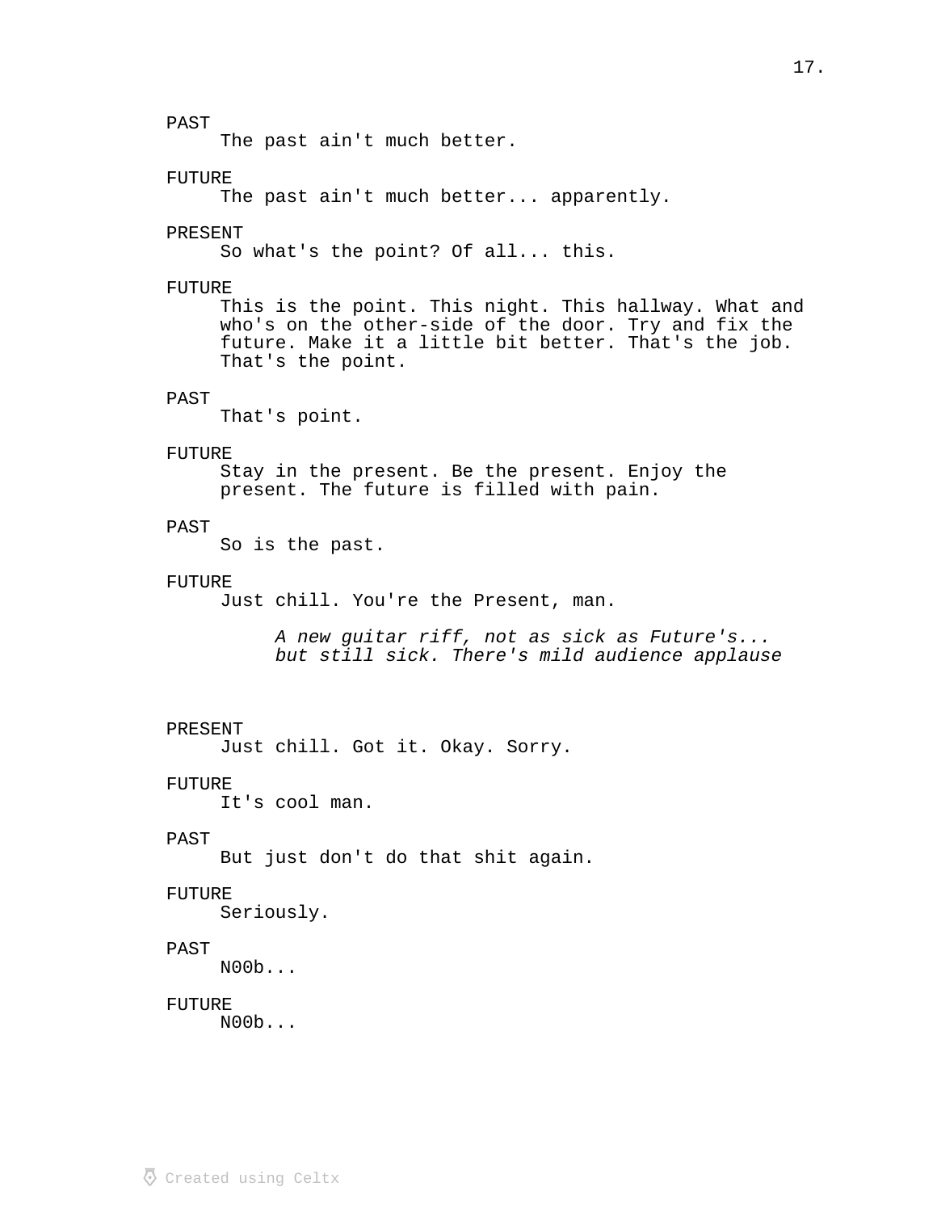PAST
The past ain't much better.

FUTURE
The past ain't much better... apparently.

PRESENT
So what's the point? Of all... this.

FUTURE
This is the point. This night. This hallway. What and who's on the other-side of the door. Try and fix the future. Make it a little bit better. That's the job. That's the point.

PAST
That's point.

FUTURE
Stay in the present. Be the present. Enjoy the present. The future is filled with pain.

PAST
So is the past.

FUTURE
Just chill. You're the Present, man.

*A new guitar riff, not as sick as Future's... but still sick. There's mild audience applause*

PRESENT
Just chill. Got it. Okay. Sorry.

FUTURE
It's cool man.

PAST
But just don't do that shit again.

FUTURE
Seriously.

PAST
N00b...

FUTURE
N00b...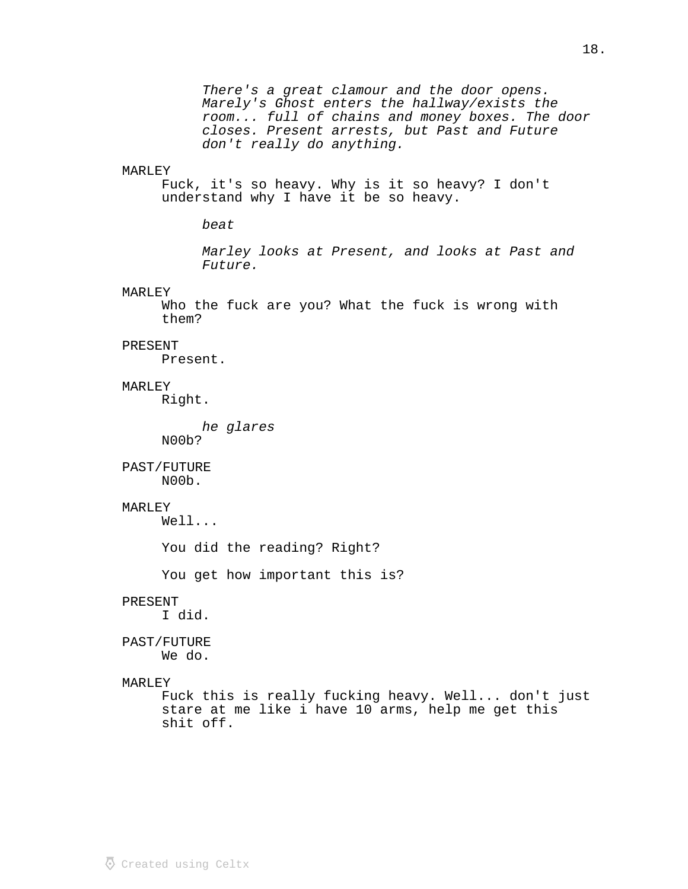*There's a great clamour and the door opens. Marely's Ghost enters the hallway/exists the room... full of chains and money boxes. The door closes. Present arrests, but Past and Future don't really do anything.*

MARLEY
Fuck, it's so heavy. Why is it so heavy? I don't understand why I have it be so heavy.

*beat*

*Marley looks at Present, and looks at Past and Future.*

MARLEY
Who the fuck are you? What the fuck is wrong with them?

PRESENT
Present.

MARLEY
Right.

*he glares*
N00b?

PAST/FUTURE
N00b.

MARLEY
Well...

You did the reading? Right?

You get how important this is?

PRESENT
I did.

PAST/FUTURE
We do.

MARLEY
Fuck this is really fucking heavy. Well... don't just stare at me like i have 10 arms, help me get this shit off.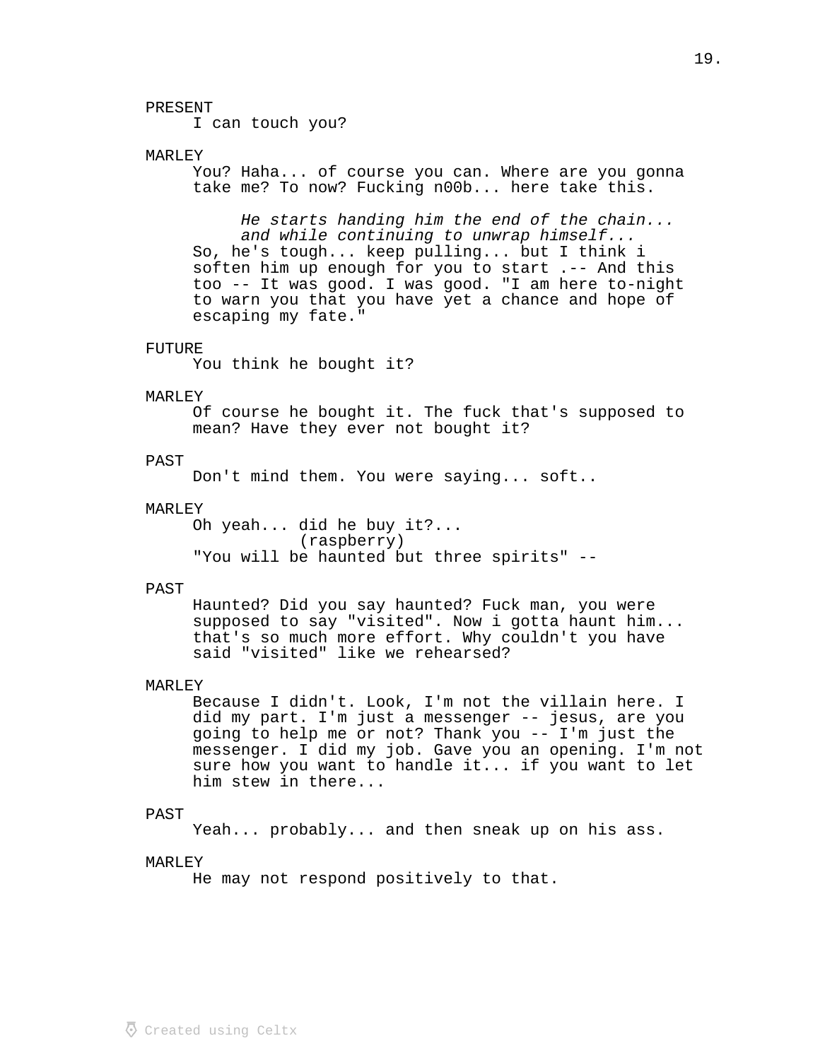PRESENT
I can touch you?

MARLEY
You? Haha... of course you can. Where are you gonna take me? To now? Fucking n00b... here take this.

*He starts handing him the end of the chain... and while continuing to unwrap himself...*

So, he's tough... keep pulling... but I think i soften him up enough for you to start .-- And this too -- It was good. I was good. "I am here to-night to warn you that you have yet a chance and hope of escaping my fate."

FUTURE
You think he bought it?

MARLEY
Of course he bought it. The fuck that's supposed to mean? Have they ever not bought it?

PAST
Don't mind them. You were saying... soft..

MARLEY
Oh yeah... did he buy it?...
(raspberry)
"You will be haunted but three spirits" --

PAST
Haunted? Did you say haunted? Fuck man, you were supposed to say "visited". Now i gotta haunt him... that's so much more effort. Why couldn't you have said "visited" like we rehearsed?

MARLEY
Because I didn't. Look, I'm not the villain here. I did my part. I'm just a messenger -- jesus, are you going to help me or not? Thank you -- I'm just the messenger. I did my job. Gave you an opening. I'm not sure how you want to handle it... if you want to let him stew in there...

PAST
Yeah... probably... and then sneak up on his ass.

MARLEY
He may not respond positively to that.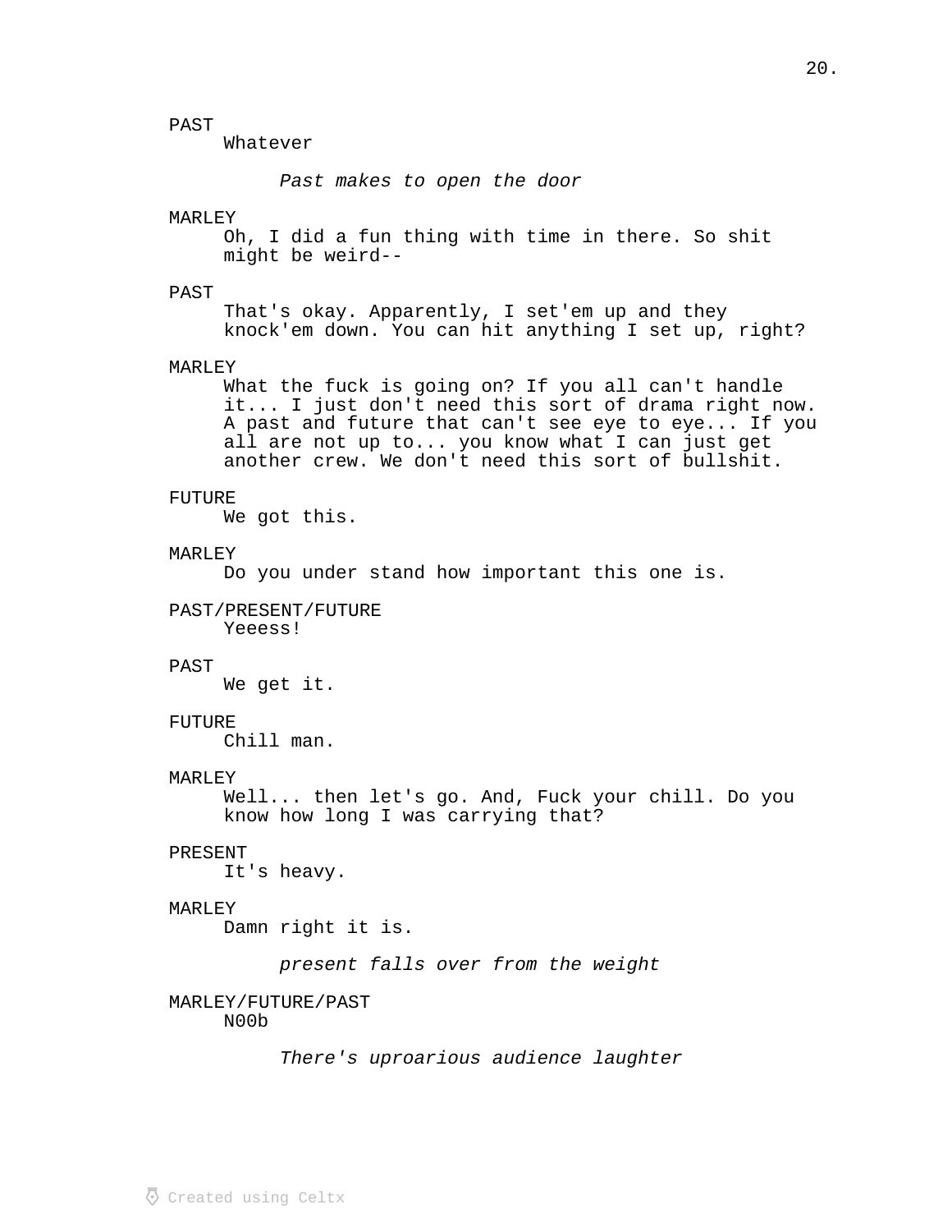PAST
Whatever

*Past makes to open the door*

MARLEY
Oh, I did a fun thing with time in there. So shit might be weird--

PAST
That's okay. Apparently, I set'em up and they knock'em down. You can hit anything I set up, right?

MARLEY
What the fuck is going on? If you all can't handle it... I just don't need this sort of drama right now. A past and future that can't see eye to eye... If you all are not up to... you know what I can just get another crew. We don't need this sort of bullshit.

FUTURE
We got this.

MARLEY
Do you under stand how important this one is.

PAST/PRESENT/FUTURE
Yeeess!

PAST
We get it.

FUTURE
Chill man.

MARLEY
Well... then let's go. And, Fuck your chill. Do you know how long I was carrying that?

PRESENT
It's heavy.

MARLEY
Damn right it is.

*present falls over from the weight*

MARLEY/FUTURE/PAST
N00b

*There's uproarious audience laughter*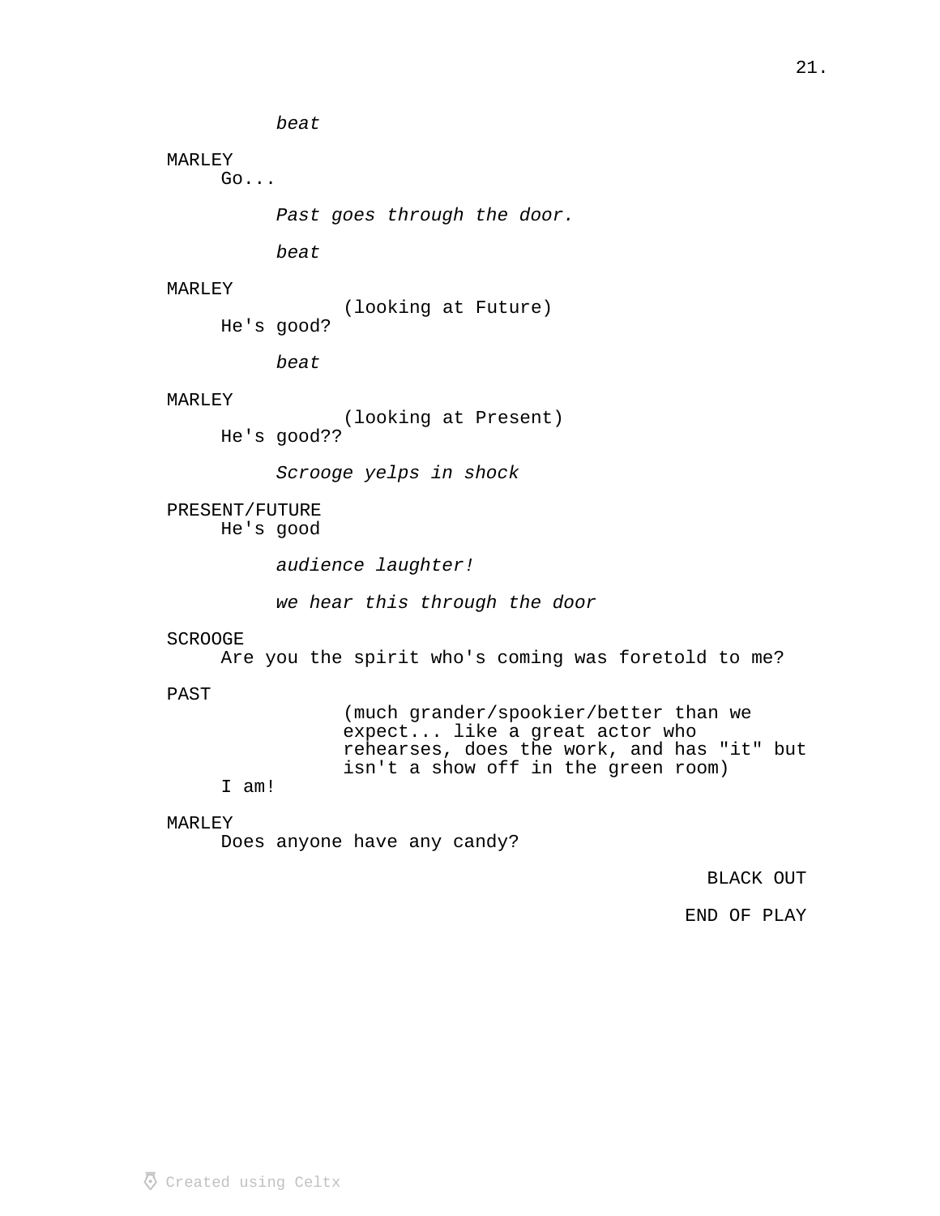*beat*

MARLEY
Go...

*Past goes through the door.*

*beat*

MARLEY
(looking at Future)
He's good?

*beat*

MARLEY
(looking at Present)
He's good??

*Scrooge yelps in shock*

PRESENT/FUTURE
He's good

*audience laughter!*

*we hear this through the door*

SCROOGE
Are you the spirit who's coming was foretold to me?

PAST
(much grander/spookier/better than we expect... like a great actor who rehearses, does the work, and has "it" but isn't a show off in the green room)
I am!

MARLEY
Does anyone have any candy?

BLACK OUT

END OF PLAY